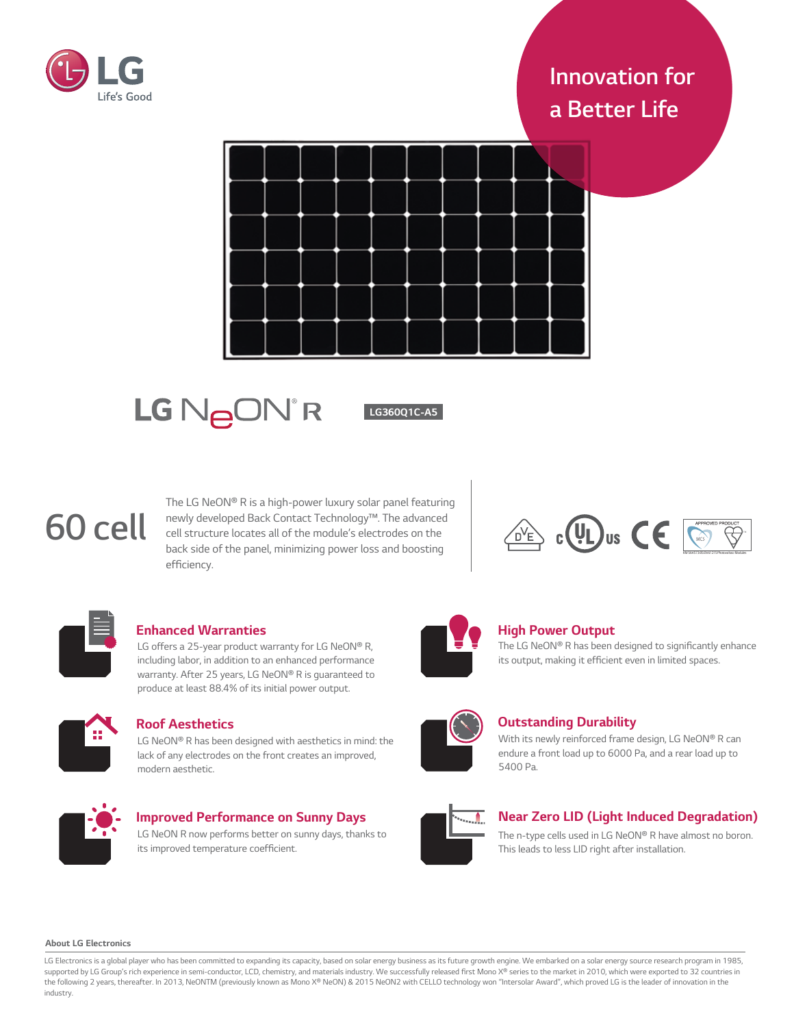LG Life's Good

Innovation for a Better Life

# LG NeON® R

LG360Q1C-A5

## 60 cell

The LG NeON® R is a high-power luxury solar panel featuring newly developed Back Contact Technology™. The advanced cell structure locates all of the module's electrodes on the back side of the panel, minimizing power loss and boosting efficiency.

### Enhanced Warranties

LG offers a 25-year product warranty for LG NeON® R, including labor, in addition to an enhanced performance warranty. After 25 years, LG NeON® R is guaranteed to produce at least 88.4% of its initial power output.

### High Power Output

The LG NeON® R has been designed to significantly enhance its output, making it efficient even in limited spaces.

### Roof Aesthetics

LG NeON® R has been designed with aesthetics in mind: the lack of any electrodes on the front creates an improved, modern aesthetic.

### Outstanding Durability

With its newly reinforced frame design, LG NeON® R can endure a front load up to 6000 Pa, and a rear load up to 5400 Pa.

### Improved Performance on Sunny Days

LG NeON R now performs better on sunny days, thanks to its improved temperature coefficient.

### Near Zero LID (Light Induced Degradation)

The n-type cells used in LG NeON® R have almost no boron. This leads to less LID right after installation.

**About LG Electronics**

LG Electronics is a global player who has been committed to expanding its capacity, based on solar energy business as its future growth engine. We embarked on a solar energy source research program in 1985, supported by LG Group's rich experience in semi-conductor, LCD, chemistry, and materials industry. We successfully released first Mono X® series to the market in 2010, which were exported to 32 countries in the following 2 years, thereafter. In 2013, NeONTM (previously known as Mono X® NeON) & 2015 NeON2 with CELLO technology won "Intersolar Award", which proved LG is the leader of innovation in the industry.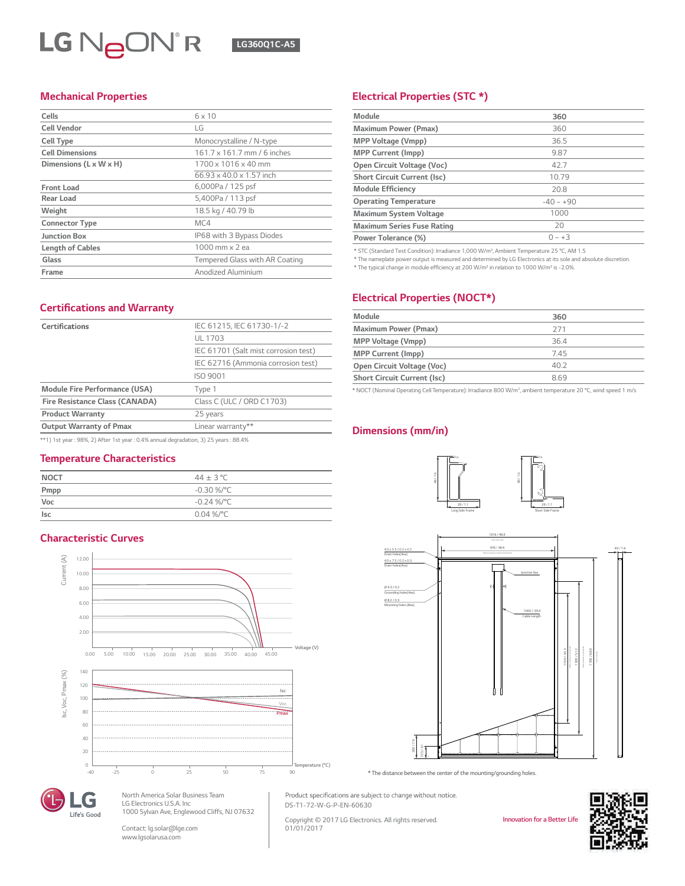# LG NeON® R LG360Q1C-A5

## Mechanical Properties

| | |
|---|---|
| Cells | 6 x 10 |
| Cell Vendor | LG |
| Cell Type | Monocrystalline / N-type |
| Cell Dimensions | 161.7 x 161.7 mm / 6 inches |
| Dimensions (L x W x H) | 1700 x 1016 x 40 mm |
| | 66.93 x 40.0 x 1.57 inch |
| Front Load | 6,000Pa / 125 psf |
| Rear Load | 5,400Pa / 113 psf |
| Weight | 18.5 kg / 40.79 lb |
| Connector Type | MC4 |
| Junction Box | IP68 with 3 Bypass Diodes |
| Length of Cables | 1000 mm x 2 ea |
| Glass | Tempered Glass with AR Coating |
| Frame | Anodized Aluminium |

## Certifications and Warranty

| | |
|---|---|
| Certifications | IEC 61215, IEC 61730-1/-2 |
| | UL 1703 |
| | IEC 61701 (Salt mist corrosion test) |
| | IEC 62716 (Ammonia corrosion test) |
| | ISO 9001 |
| Module Fire Performance (USA) | Type 1 |
| Fire Resistance Class (CANADA) | Class C (ULC / ORD C1703) |
| Product Warranty | 25 years |
| Output Warranty of Pmax | Linear warranty** |

**1) 1st year : 98%, 2) After 1st year : 0.4% annual degradation, 3) 25 years : 88.4%

## Temperature Characteristics

| | |
|---|---|
| NOCT | 44 ± 3 °C |
| Pmpp | -0.30 %/°C |
| Voc | -0.24 %/°C |
| Isc | 0.04 %/°C |

## Characteristic Curves

Current (A)
12.00
10.00
8.00
6.00
4.00
2.00
0.00 5.00 10.00 15.00 20.00 25.00 30.00 35.00 40.00 45.00
Voltage (V)

Isc, Voc, Pmax (%)
140
120
100
80
60
40
20
0
-40 -25 0 25 50 75 90
Temperature (°C)
Isc
Voc
Pmax

## Electrical Properties (STC *)

| Module | 360 |
|---|---|
| Maximum Power (Pmax) | 360 |
| MPP Voltage (Vmpp) | 36.5 |
| MPP Current (Impp) | 9.87 |
| Open Circuit Voltage (Voc) | 42.7 |
| Short Circuit Current (Isc) | 10.79 |
| Module Efficiency | 20.8 |
| Operating Temperature | -40 ~ +90 |
| Maximum System Voltage | 1000 |
| Maximum Series Fuse Rating | 20 |
| Power Tolerance (%) | 0 ~ +3 |

* STC (Standard Test Condition): Irradiance 1,000 W/m², Ambient Temperature 25 °C, AM 1.5
* The nameplate power output is measured and determined by LG Electronics at its sole and absolute discretion.
* The typical change in module efficiency at 200 W/m² in relation to 1000 W/m² is -2.0%.

## Electrical Properties (NOCT*)

| Module | 360 |
|---|---|
| Maximum Power (Pmax) | 271 |
| MPP Voltage (Vmpp) | 36.4 |
| MPP Current (Impp) | 7.45 |
| Open Circuit Voltage (Voc) | 40.2 |
| Short Circuit Current (Isc) | 8.69 |

* NOCT (Nominal Operating Cell Temperature): Irradiance 800 W/m², ambient temperature 20 °C, wind speed 1 m/s

## Dimensions (mm/in)

40 / 1.6
29 / 1.1
Long Side Frame
Short Side Frame
1016 / 40.0
976 / 38.4
4.0 x 5.5 / 0.2 x 0.2 Drain holes(4ea)
4.0 x 7.5 / 0.2 x 0.3 Drain holes(4ea)
Ø 4.3 / 0.2 Grounding holes(4ea)
Ø 8.2 / 0.3 Mounting holes (8ea)
Junction box
(-) (+)
1000 / 39.4 Cable Length
1100 / 43.3
1300 / 51.2
1700 / 66.9
200 / 7.9
100 / 4.1

* The distance between the center of the mounting/grounding holes.

North America Solar Business Team
LG Electronics U.S.A. Inc
1000 Sylvan Ave, Englewood Cliffs, NJ 07632

Contact: lg.solar@lge.com
www.lgsolarusa.com

Product specifications are subject to change without notice.
DS-T1-72-W-G-P-EN-60630

Copyright © 2017 LG Electronics. All rights reserved.
01/01/2017

Innovation for a Better Life